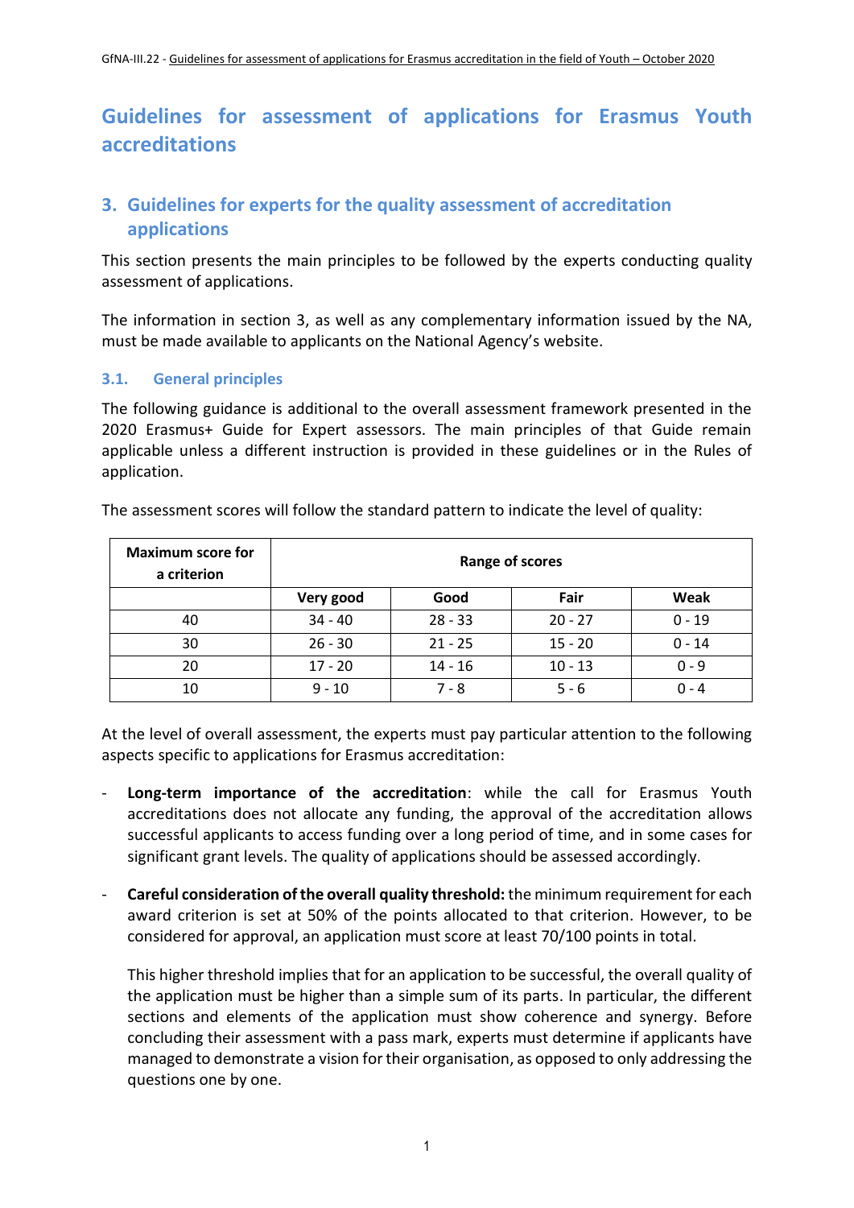# Guidelines for assessment of applications for Erasmus Youth accreditations

## 3. Guidelines for experts for the quality assessment of accreditation applications

This section presents the main principles to be followed by the experts conducting quality assessment of applications.

The information in section 3, as well as any complementary information issued by the NA, must be made available to applicants on the National Agency's website.

### 3.1. General principles

The following guidance is additional to the overall assessment framework presented in the 2020 Erasmus+ Guide for Expert assessors. The main principles of that Guide remain applicable unless a different instruction is provided in these guidelines or in the Rules of application.

The assessment scores will follow the standard pattern to indicate the level of quality:

| Maximum score for a criterion | Range of scores | | | |
|---|---|---|---|---|
| | Very good | Good | Fair | Weak |
| 40 | 34 - 40 | 28 - 33 | 20 - 27 | 0 - 19 |
| 30 | 26 - 30 | 21 - 25 | 15 - 20 | 0 - 14 |
| 20 | 17 - 20 | 14 - 16 | 10 - 13 | 0 - 9 |
| 10 | 9 - 10 | 7 - 8 | 5 - 6 | 0 - 4 |

At the level of overall assessment, the experts must pay particular attention to the following aspects specific to applications for Erasmus accreditation:

- **Long-term importance of the accreditation**: while the call for Erasmus Youth accreditations does not allocate any funding, the approval of the accreditation allows successful applicants to access funding over a long period of time, and in some cases for significant grant levels. The quality of applications should be assessed accordingly.

- **Careful consideration of the overall quality threshold:** the minimum requirement for each award criterion is set at 50% of the points allocated to that criterion. However, to be considered for approval, an application must score at least 70/100 points in total.

  This higher threshold implies that for an application to be successful, the overall quality of the application must be higher than a simple sum of its parts. In particular, the different sections and elements of the application must show coherence and synergy. Before concluding their assessment with a pass mark, experts must determine if applicants have managed to demonstrate a vision for their organisation, as opposed to only addressing the questions one by one.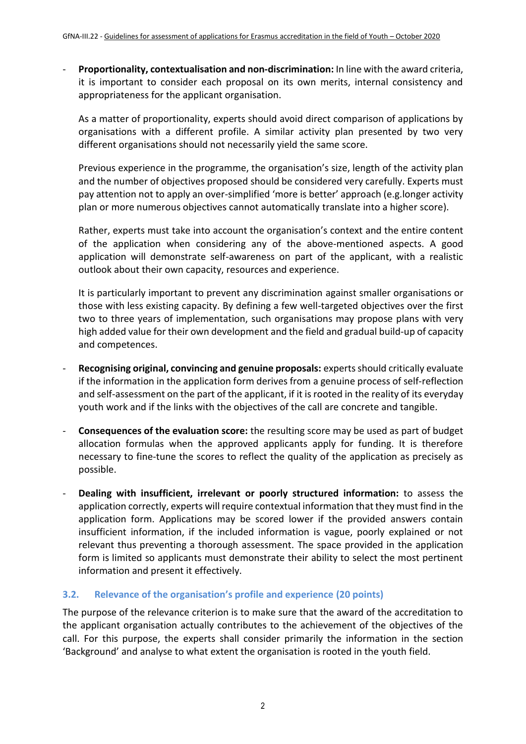- **Proportionality, contextualisation and non-discrimination:** In line with the award criteria, it is important to consider each proposal on its own merits, internal consistency and appropriateness for the applicant organisation.

  As a matter of proportionality, experts should avoid direct comparison of applications by organisations with a different profile. A similar activity plan presented by two very different organisations should not necessarily yield the same score.

  Previous experience in the programme, the organisation's size, length of the activity plan and the number of objectives proposed should be considered very carefully. Experts must pay attention not to apply an over-simplified 'more is better' approach (e.g.longer activity plan or more numerous objectives cannot automatically translate into a higher score).

  Rather, experts must take into account the organisation's context and the entire content of the application when considering any of the above-mentioned aspects. A good application will demonstrate self-awareness on part of the applicant, with a realistic outlook about their own capacity, resources and experience.

  It is particularly important to prevent any discrimination against smaller organisations or those with less existing capacity. By defining a few well-targeted objectives over the first two to three years of implementation, such organisations may propose plans with very high added value for their own development and the field and gradual build-up of capacity and competences.

- **Recognising original, convincing and genuine proposals:** experts should critically evaluate if the information in the application form derives from a genuine process of self-reflection and self-assessment on the part of the applicant, if it is rooted in the reality of its everyday youth work and if the links with the objectives of the call are concrete and tangible.

- **Consequences of the evaluation score:** the resulting score may be used as part of budget allocation formulas when the approved applicants apply for funding. It is therefore necessary to fine-tune the scores to reflect the quality of the application as precisely as possible.

- **Dealing with insufficient, irrelevant or poorly structured information:** to assess the application correctly, experts will require contextual information that they must find in the application form. Applications may be scored lower if the provided answers contain insufficient information, if the included information is vague, poorly explained or not relevant thus preventing a thorough assessment. The space provided in the application form is limited so applicants must demonstrate their ability to select the most pertinent information and present it effectively.

### 3.2. Relevance of the organisation's profile and experience (20 points)

The purpose of the relevance criterion is to make sure that the award of the accreditation to the applicant organisation actually contributes to the achievement of the objectives of the call. For this purpose, the experts shall consider primarily the information in the section 'Background' and analyse to what extent the organisation is rooted in the youth field.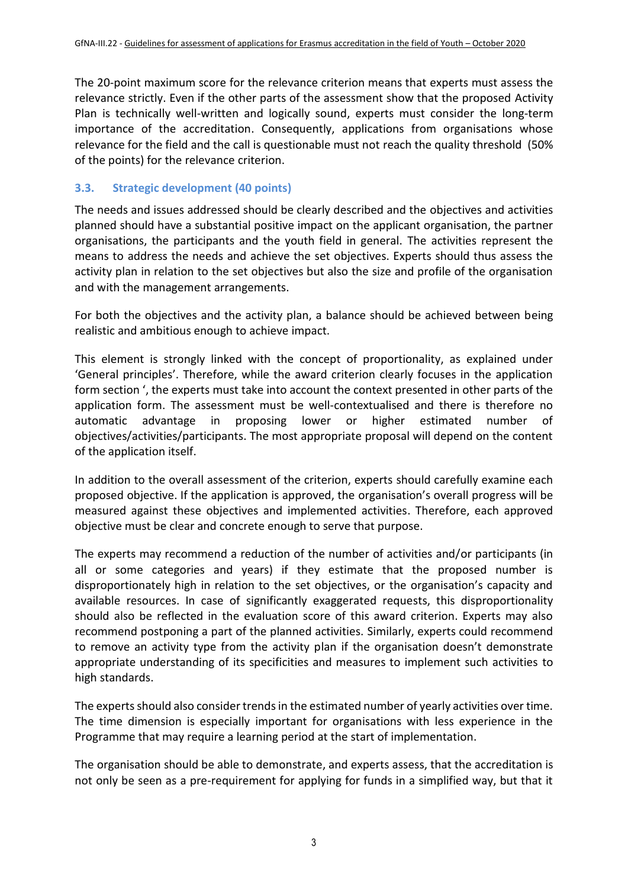The 20-point maximum score for the relevance criterion means that experts must assess the relevance strictly. Even if the other parts of the assessment show that the proposed Activity Plan is technically well-written and logically sound, experts must consider the long-term importance of the accreditation. Consequently, applications from organisations whose relevance for the field and the call is questionable must not reach the quality threshold (50% of the points) for the relevance criterion.

### 3.3. Strategic development (40 points)

The needs and issues addressed should be clearly described and the objectives and activities planned should have a substantial positive impact on the applicant organisation, the partner organisations, the participants and the youth field in general. The activities represent the means to address the needs and achieve the set objectives. Experts should thus assess the activity plan in relation to the set objectives but also the size and profile of the organisation and with the management arrangements.

For both the objectives and the activity plan, a balance should be achieved between being realistic and ambitious enough to achieve impact.

This element is strongly linked with the concept of proportionality, as explained under 'General principles'. Therefore, while the award criterion clearly focuses in the application form section ', the experts must take into account the context presented in other parts of the application form. The assessment must be well-contextualised and there is therefore no automatic advantage in proposing lower or higher estimated number of objectives/activities/participants. The most appropriate proposal will depend on the content of the application itself.

In addition to the overall assessment of the criterion, experts should carefully examine each proposed objective. If the application is approved, the organisation's overall progress will be measured against these objectives and implemented activities. Therefore, each approved objective must be clear and concrete enough to serve that purpose.

The experts may recommend a reduction of the number of activities and/or participants (in all or some categories and years) if they estimate that the proposed number is disproportionately high in relation to the set objectives, or the organisation's capacity and available resources. In case of significantly exaggerated requests, this disproportionality should also be reflected in the evaluation score of this award criterion. Experts may also recommend postponing a part of the planned activities. Similarly, experts could recommend to remove an activity type from the activity plan if the organisation doesn't demonstrate appropriate understanding of its specificities and measures to implement such activities to high standards.

The experts should also consider trends in the estimated number of yearly activities over time. The time dimension is especially important for organisations with less experience in the Programme that may require a learning period at the start of implementation.

The organisation should be able to demonstrate, and experts assess, that the accreditation is not only be seen as a pre-requirement for applying for funds in a simplified way, but that it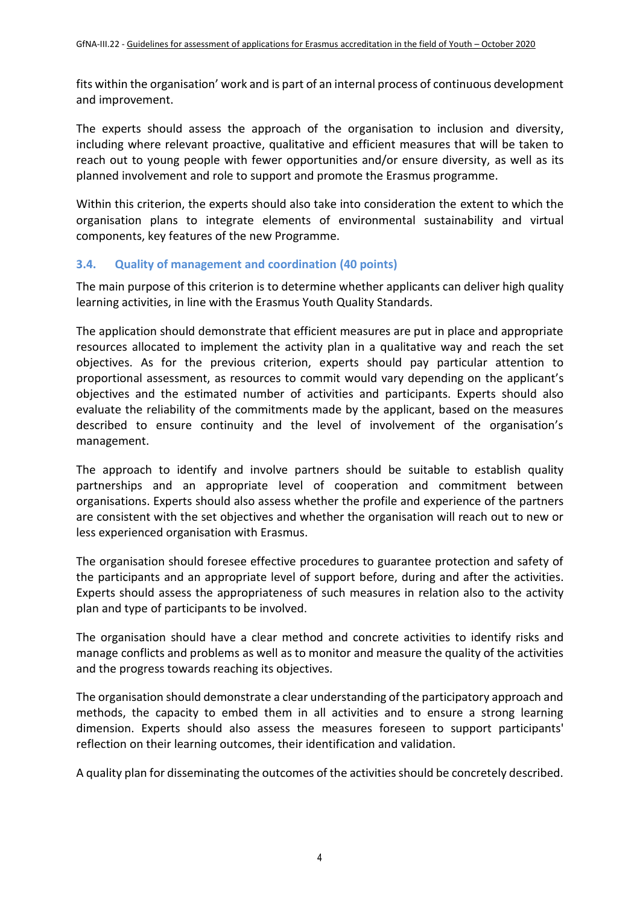fits within the organisation' work and is part of an internal process of continuous development and improvement.

The experts should assess the approach of the organisation to inclusion and diversity, including where relevant proactive, qualitative and efficient measures that will be taken to reach out to young people with fewer opportunities and/or ensure diversity, as well as its planned involvement and role to support and promote the Erasmus programme.

Within this criterion, the experts should also take into consideration the extent to which the organisation plans to integrate elements of environmental sustainability and virtual components, key features of the new Programme.

### 3.4. Quality of management and coordination (40 points)

The main purpose of this criterion is to determine whether applicants can deliver high quality learning activities, in line with the Erasmus Youth Quality Standards.

The application should demonstrate that efficient measures are put in place and appropriate resources allocated to implement the activity plan in a qualitative way and reach the set objectives. As for the previous criterion, experts should pay particular attention to proportional assessment, as resources to commit would vary depending on the applicant's objectives and the estimated number of activities and participants. Experts should also evaluate the reliability of the commitments made by the applicant, based on the measures described to ensure continuity and the level of involvement of the organisation's management.

The approach to identify and involve partners should be suitable to establish quality partnerships and an appropriate level of cooperation and commitment between organisations. Experts should also assess whether the profile and experience of the partners are consistent with the set objectives and whether the organisation will reach out to new or less experienced organisation with Erasmus.

The organisation should foresee effective procedures to guarantee protection and safety of the participants and an appropriate level of support before, during and after the activities. Experts should assess the appropriateness of such measures in relation also to the activity plan and type of participants to be involved.

The organisation should have a clear method and concrete activities to identify risks and manage conflicts and problems as well as to monitor and measure the quality of the activities and the progress towards reaching its objectives.

The organisation should demonstrate a clear understanding of the participatory approach and methods, the capacity to embed them in all activities and to ensure a strong learning dimension. Experts should also assess the measures foreseen to support participants' reflection on their learning outcomes, their identification and validation.

A quality plan for disseminating the outcomes of the activities should be concretely described.